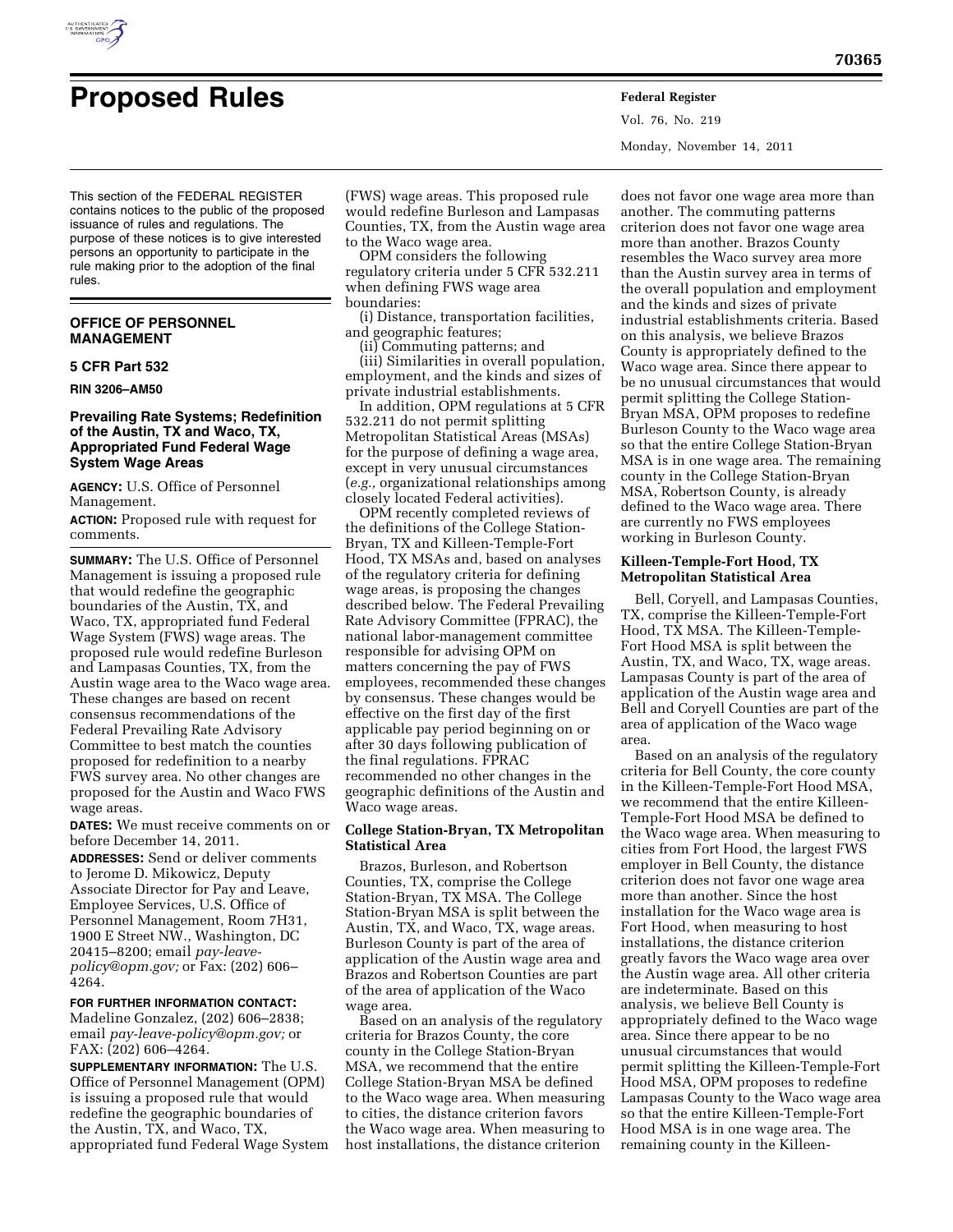# Proposed Rules

This section of the FEDERAL REGISTER contains notices to the public of the proposed issuance of rules and regulations. The purpose of these notices is to give interested persons an opportunity to participate in the rule making prior to the adoption of the final rules.

## OFFICE OF PERSONNEL MANAGEMENT

### 5 CFR Part 532

**RIN 3206–AM50**

### Prevailing Rate Systems; Redefinition of the Austin, TX and Waco, TX, Appropriated Fund Federal Wage System Wage Areas

**AGENCY:** U.S. Office of Personnel Management.

**ACTION:** Proposed rule with request for comments.

**SUMMARY:** The U.S. Office of Personnel Management is issuing a proposed rule that would redefine the geographic boundaries of the Austin, TX, and Waco, TX, appropriated fund Federal Wage System (FWS) wage areas. The proposed rule would redefine Burleson and Lampasas Counties, TX, from the Austin wage area to the Waco wage area. These changes are based on recent consensus recommendations of the Federal Prevailing Rate Advisory Committee to best match the counties proposed for redefinition to a nearby FWS survey area. No other changes are proposed for the Austin and Waco FWS wage areas.

**DATES:** We must receive comments on or before December 14, 2011.

**ADDRESSES:** Send or deliver comments to Jerome D. Mikowicz, Deputy Associate Director for Pay and Leave, Employee Services, U.S. Office of Personnel Management, Room 7H31, 1900 E Street NW., Washington, DC 20415–8200; email *pay-leave-policy@opm.gov;* or Fax: (202) 606–4264.

**FOR FURTHER INFORMATION CONTACT:** Madeline Gonzalez, (202) 606–2838; email *pay-leave-policy@opm.gov;* or FAX: (202) 606–4264.

**SUPPLEMENTARY INFORMATION:** The U.S. Office of Personnel Management (OPM) is issuing a proposed rule that would redefine the geographic boundaries of the Austin, TX, and Waco, TX, appropriated fund Federal Wage System (FWS) wage areas. This proposed rule would redefine Burleson and Lampasas Counties, TX, from the Austin wage area to the Waco wage area.

OPM considers the following regulatory criteria under 5 CFR 532.211 when defining FWS wage area boundaries:

(i) Distance, transportation facilities, and geographic features;

(ii) Commuting patterns; and

(iii) Similarities in overall population, employment, and the kinds and sizes of private industrial establishments.

In addition, OPM regulations at 5 CFR 532.211 do not permit splitting Metropolitan Statistical Areas (MSAs) for the purpose of defining a wage area, except in very unusual circumstances (*e.g.,* organizational relationships among closely located Federal activities).

OPM recently completed reviews of the definitions of the College Station-Bryan, TX and Killeen-Temple-Fort Hood, TX MSAs and, based on analyses of the regulatory criteria for defining wage areas, is proposing the changes described below. The Federal Prevailing Rate Advisory Committee (FPRAC), the national labor-management committee responsible for advising OPM on matters concerning the pay of FWS employees, recommended these changes by consensus. These changes would be effective on the first day of the first applicable pay period beginning on or after 30 days following publication of the final regulations. FPRAC recommended no other changes in the geographic definitions of the Austin and Waco wage areas.

#### College Station-Bryan, TX Metropolitan Statistical Area

Brazos, Burleson, and Robertson Counties, TX, comprise the College Station-Bryan, TX MSA. The College Station-Bryan MSA is split between the Austin, TX, and Waco, TX, wage areas. Burleson County is part of the area of application of the Austin wage area and Brazos and Robertson Counties are part of the area of application of the Waco wage area.

Based on an analysis of the regulatory criteria for Brazos County, the core county in the College Station-Bryan MSA, we recommend that the entire College Station-Bryan MSA be defined to the Waco wage area. When measuring to cities, the distance criterion favors the Waco wage area. When measuring to host installations, the distance criterion does not favor one wage area more than another. The commuting patterns criterion does not favor one wage area more than another. Brazos County resembles the Waco survey area more than the Austin survey area in terms of the overall population and employment and the kinds and sizes of private industrial establishments criteria. Based on this analysis, we believe Brazos County is appropriately defined to the Waco wage area. Since there appear to be no unusual circumstances that would permit splitting the College Station-Bryan MSA, OPM proposes to redefine Burleson County to the Waco wage area so that the entire College Station-Bryan MSA is in one wage area. The remaining county in the College Station-Bryan MSA, Robertson County, is already defined to the Waco wage area. There are currently no FWS employees working in Burleson County.

#### Killeen-Temple-Fort Hood, TX Metropolitan Statistical Area

Bell, Coryell, and Lampasas Counties, TX, comprise the Killeen-Temple-Fort Hood, TX MSA. The Killeen-Temple-Fort Hood MSA is split between the Austin, TX, and Waco, TX, wage areas. Lampasas County is part of the area of application of the Austin wage area and Bell and Coryell Counties are part of the area of application of the Waco wage area.

Based on an analysis of the regulatory criteria for Bell County, the core county in the Killeen-Temple-Fort Hood MSA, we recommend that the entire Killeen-Temple-Fort Hood MSA be defined to the Waco wage area. When measuring to cities from Fort Hood, the largest FWS employer in Bell County, the distance criterion does not favor one wage area more than another. Since the host installation for the Waco wage area is Fort Hood, when measuring to host installations, the distance criterion greatly favors the Waco wage area over the Austin wage area. All other criteria are indeterminate. Based on this analysis, we believe Bell County is appropriately defined to the Waco wage area. Since there appear to be no unusual circumstances that would permit splitting the Killeen-Temple-Fort Hood MSA, OPM proposes to redefine Lampasas County to the Waco wage area so that the entire Killeen-Temple-Fort Hood MSA is in one wage area. The remaining county in the Killeen-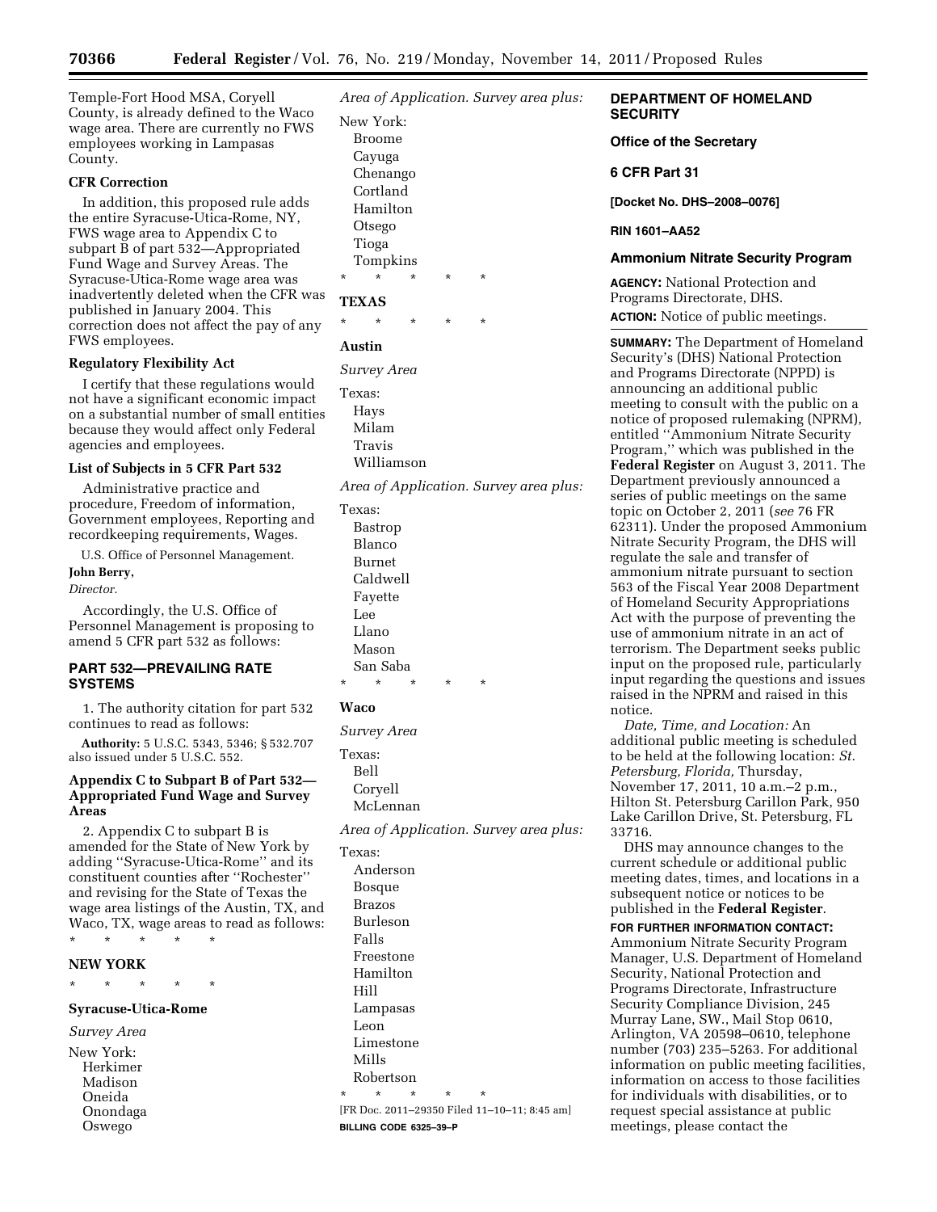Temple-Fort Hood MSA, Coryell County, is already defined to the Waco wage area. There are currently no FWS employees working in Lampasas County.

### CFR Correction

In addition, this proposed rule adds the entire Syracuse-Utica-Rome, NY, FWS wage area to Appendix C to subpart B of part 532—Appropriated Fund Wage and Survey Areas. The Syracuse-Utica-Rome wage area was inadvertently deleted when the CFR was published in January 2004. This correction does not affect the pay of any FWS employees.

### Regulatory Flexibility Act

I certify that these regulations would not have a significant economic impact on a substantial number of small entities because they would affect only Federal agencies and employees.

### List of Subjects in 5 CFR Part 532

Administrative practice and procedure, Freedom of information, Government employees, Reporting and recordkeeping requirements, Wages.

U.S. Office of Personnel Management.

**John Berry,**

*Director.*

Accordingly, the U.S. Office of Personnel Management is proposing to amend 5 CFR part 532 as follows:

## PART 532—PREVAILING RATE SYSTEMS

1. The authority citation for part 532 continues to read as follows:

**Authority:** 5 U.S.C. 5343, 5346; § 532.707 also issued under 5 U.S.C. 552.

### Appendix C to Subpart B of Part 532—Appropriated Fund Wage and Survey Areas

2. Appendix C to subpart B is amended for the State of New York by adding ''Syracuse-Utica-Rome'' and its constituent counties after ''Rochester'' and revising for the State of Texas the wage area listings of the Austin, TX, and Waco, TX, wage areas to read as follows:

\* \* \* \* \*

**NEW YORK**

\* \* \* \* \*

**Syracuse-Utica-Rome**

*Survey Area*

New York:
- Herkimer
- Madison
- Oneida
- Onondaga
- Oswego

*Area of Application. Survey area plus:*

New York:
- Broome
- Cayuga
- Chenango
- Cortland
- Hamilton
- Otsego
- Tioga
- Tompkins

\* \* \* \* \*

**TEXAS**

\* \* \* \* \*

**Austin**

*Survey Area*

Texas:
- Hays
- Milam
- Travis
- Williamson

*Area of Application. Survey area plus:*

Texas:
- Bastrop
- Blanco
- Burnet
- Caldwell
- Fayette
- Lee
- Llano
- Mason
- San Saba

\* \* \* \* \*

**Waco**

*Survey Area*

Texas:
- Bell
- Coryell
- McLennan

*Area of Application. Survey area plus:*

Texas:
- Anderson
- Bosque
- Brazos
- Burleson
- Falls
- Freestone
- Hamilton
- Hill
- Lampasas
- Leon
- Limestone
- Mills
- Robertson

\* \* \* \* \*

[FR Doc. 2011–29350 Filed 11–10–11; 8:45 am]

**BILLING CODE 6325–39–P**

## DEPARTMENT OF HOMELAND SECURITY

### Office of the Secretary

### 6 CFR Part 31

**[Docket No. DHS–2008–0076]**

**RIN 1601–AA52**

### Ammonium Nitrate Security Program

**AGENCY:** National Protection and Programs Directorate, DHS.

**ACTION:** Notice of public meetings.

**SUMMARY:** The Department of Homeland Security's (DHS) National Protection and Programs Directorate (NPPD) is announcing an additional public meeting to consult with the public on a notice of proposed rulemaking (NPRM), entitled ''Ammonium Nitrate Security Program,'' which was published in the **Federal Register** on August 3, 2011. The Department previously announced a series of public meetings on the same topic on October 2, 2011 (*see* 76 FR 62311). Under the proposed Ammonium Nitrate Security Program, the DHS will regulate the sale and transfer of ammonium nitrate pursuant to section 563 of the Fiscal Year 2008 Department of Homeland Security Appropriations Act with the purpose of preventing the use of ammonium nitrate in an act of terrorism. The Department seeks public input on the proposed rule, particularly input regarding the questions and issues raised in the NPRM and raised in this notice.

*Date, Time, and Location:* An additional public meeting is scheduled to be held at the following location: *St. Petersburg, Florida,* Thursday, November 17, 2011, 10 a.m.–2 p.m., Hilton St. Petersburg Carillon Park, 950 Lake Carillon Drive, St. Petersburg, FL 33716.

DHS may announce changes to the current schedule or additional public meeting dates, times, and locations in a subsequent notice or notices to be published in the **Federal Register**.

**FOR FURTHER INFORMATION CONTACT:** Ammonium Nitrate Security Program Manager, U.S. Department of Homeland Security, National Protection and Programs Directorate, Infrastructure Security Compliance Division, 245 Murray Lane, SW., Mail Stop 0610, Arlington, VA 20598–0610, telephone number (703) 235–5263. For additional information on public meeting facilities, information on access to those facilities for individuals with disabilities, or to request special assistance at public meetings, please contact the